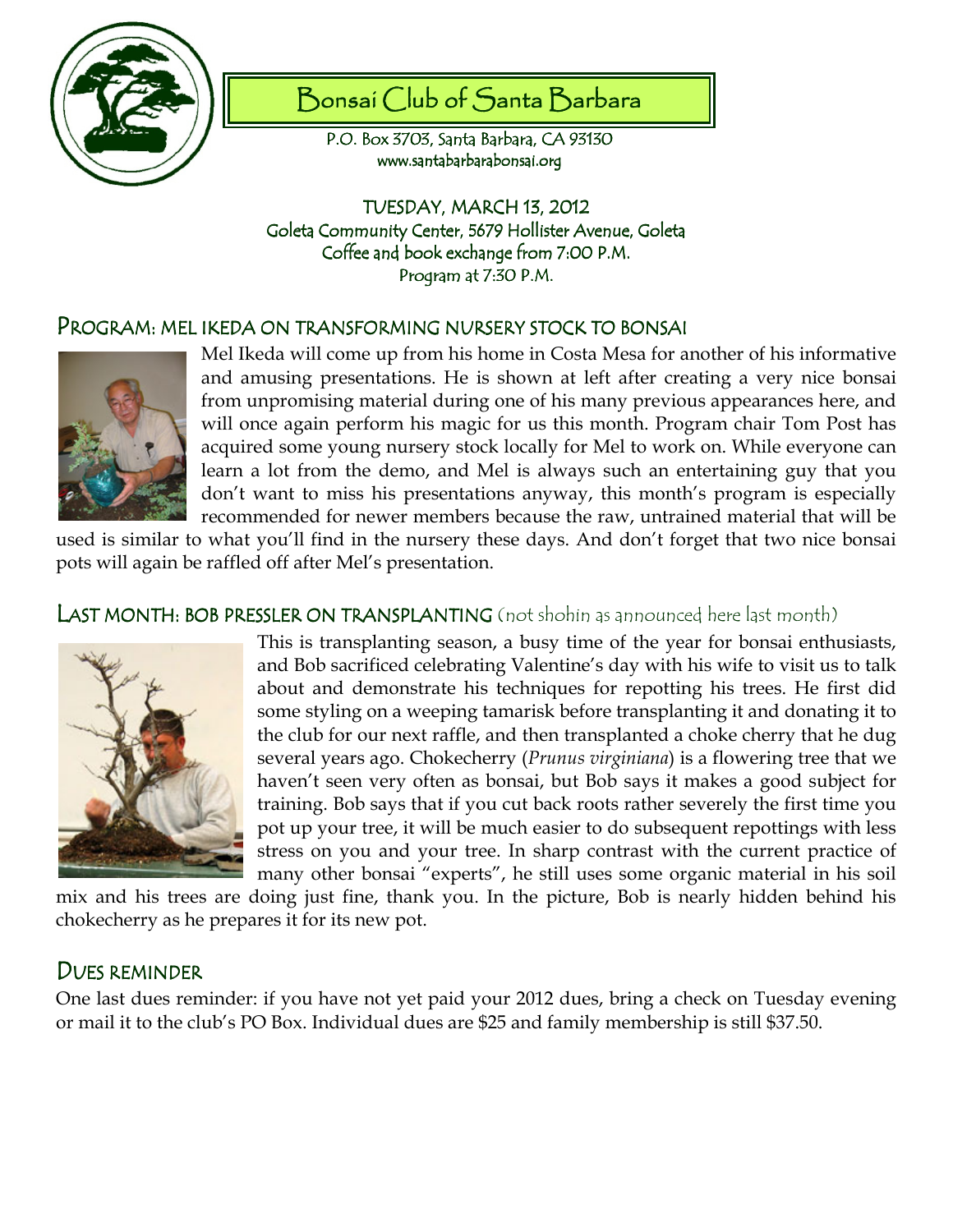# Bonsai Club of Santa Barbara

P.O. Box 3703, Santa Barbara, CA 93130
www.santabarbarabonsai.org

TUESDAY, MARCH 13, 2012
Goleta Community Center, 5679 Hollister Avenue, Goleta
Coffee and book exchange from 7:00 P.M.
Program at 7:30 P.M.

## PROGRAM: MEL IKEDA ON TRANSFORMING NURSERY STOCK TO BONSAI

Mel Ikeda will come up from his home in Costa Mesa for another of his informative and amusing presentations. He is shown at left after creating a very nice bonsai from unpromising material during one of his many previous appearances here, and will once again perform his magic for us this month. Program chair Tom Post has acquired some young nursery stock locally for Mel to work on. While everyone can learn a lot from the demo, and Mel is always such an entertaining guy that you don't want to miss his presentations anyway, this month's program is especially recommended for newer members because the raw, untrained material that will be used is similar to what you'll find in the nursery these days. And don't forget that two nice bonsai pots will again be raffled off after Mel's presentation.

## LAST MONTH: BOB PRESSLER ON TRANSPLANTING (not shohin as announced here last month)

This is transplanting season, a busy time of the year for bonsai enthusiasts, and Bob sacrificed celebrating Valentine's day with his wife to visit us to talk about and demonstrate his techniques for repotting his trees. He first did some styling on a weeping tamarisk before transplanting it and donating it to the club for our next raffle, and then transplanted a choke cherry that he dug several years ago. Chokecherry (*Prunus virginiana*) is a flowering tree that we haven't seen very often as bonsai, but Bob says it makes a good subject for training. Bob says that if you cut back roots rather severely the first time you pot up your tree, it will be much easier to do subsequent repottings with less stress on you and your tree. In sharp contrast with the current practice of many other bonsai "experts", he still uses some organic material in his soil mix and his trees are doing just fine, thank you. In the picture, Bob is nearly hidden behind his chokecherry as he prepares it for its new pot.

## DUES REMINDER

One last dues reminder: if you have not yet paid your 2012 dues, bring a check on Tuesday evening or mail it to the club's PO Box. Individual dues are $25 and family membership is still $37.50.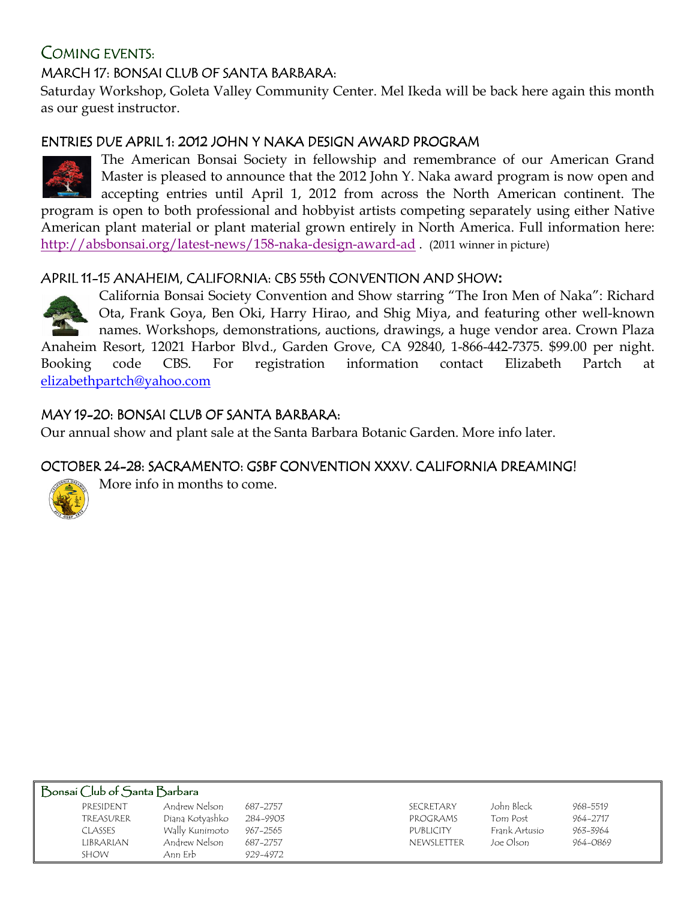## Coming events:

### MARCH 17: BONSAI CLUB OF SANTA BARBARA:

Saturday Workshop, Goleta Valley Community Center. Mel Ikeda will be back here again this month as our guest instructor.

### ENTRIES DUE APRIL 1: 2012 JOHN Y NAKA DESIGN AWARD PROGRAM

The American Bonsai Society in fellowship and remembrance of our American Grand Master is pleased to announce that the 2012 John Y. Naka award program is now open and accepting entries until April 1, 2012 from across the North American continent. The program is open to both professional and hobbyist artists competing separately using either Native American plant material or plant material grown entirely in North America. Full information here: http://absbonsai.org/latest-news/158-naka-design-award-ad . (2011 winner in picture)

### APRIL 11-15 ANAHEIM, CALIFORNIA: CBS 55th CONVENTION AND SHOW:

California Bonsai Society Convention and Show starring "The Iron Men of Naka": Richard Ota, Frank Goya, Ben Oki, Harry Hirao, and Shig Miya, and featuring other well-known names. Workshops, demonstrations, auctions, drawings, a huge vendor area. Crown Plaza Anaheim Resort, 12021 Harbor Blvd., Garden Grove, CA 92840, 1-866-442-7375. $99.00 per night. Booking code CBS. For registration information contact Elizabeth Partch at elizabethpartch@yahoo.com

### MAY 19-20: BONSAI CLUB OF SANTA BARBARA:

Our annual show and plant sale at the Santa Barbara Botanic Garden. More info later.

### OCTOBER 24-28: SACRAMENTO: GSBF CONVENTION XXXV. CALIFORNIA DREAMING!

More info in months to come.

---

**Bonsai Club of Santa Barbara**

| | | | | | |
|---|---|---|---|---|---|
| PRESIDENT | Andrew Nelson | 687-2757 | SECRETARY | John Bleck | 968-5519 |
| TREASURER | Diana Kotyashko | 284-9903 | PROGRAMS | Tom Post | 964-2717 |
| CLASSES | Wally Kunimoto | 967-2565 | PUBLICITY | Frank Artusio | 963-3964 |
| LIBRARIAN | Andrew Nelson | 687-2757 | NEWSLETTER | Joe Olson | 964-0869 |
| SHOW | Ann Erb | 929-4972 | | | |